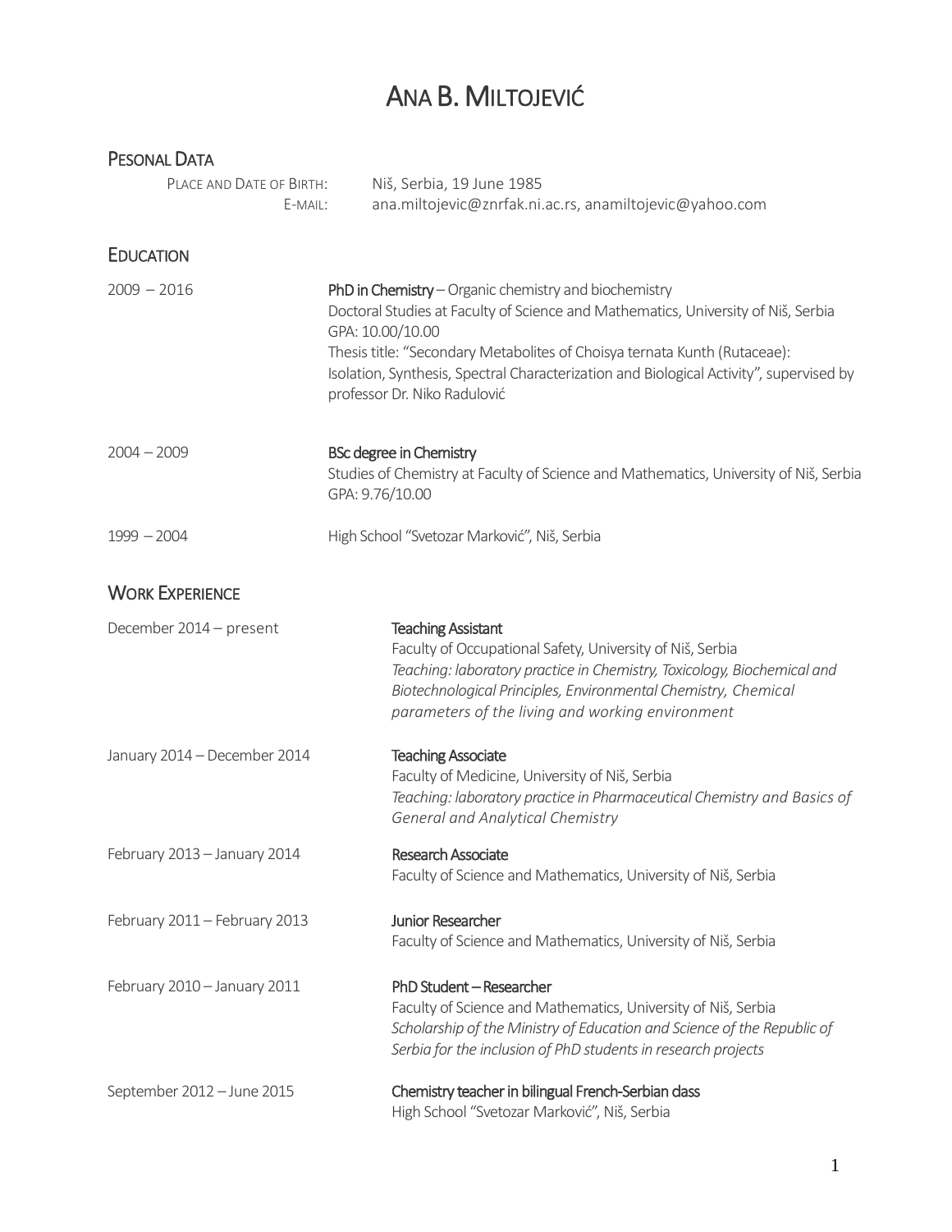# Ana B. Miltojević

## Pesonal Data

Place and Date of Birth: Niš, Serbia, 19 June 1985

E-mail: ana.miltojevic@znrfak.ni.ac.rs, anamiltojevic@yahoo.com

## Education

2009 – 2016

**PhD in Chemistry** – Organic chemistry and biochemistry
Doctoral Studies at Faculty of Science and Mathematics, University of Niš, Serbia
GPA: 10.00/10.00
Thesis title: "Secondary Metabolites of Choisya ternata Kunth (Rutaceae): Isolation, Synthesis, Spectral Characterization and Biological Activity", supervised by professor Dr. Niko Radulović

2004 – 2009

**BSc degree in Chemistry**
Studies of Chemistry at Faculty of Science and Mathematics, University of Niš, Serbia
GPA: 9.76/10.00

1999 – 2004

High School "Svetozar Marković", Niš, Serbia

## Work Experience

December 2014 – present

**Teaching Assistant**
Faculty of Occupational Safety, University of Niš, Serbia
*Teaching: laboratory practice in Chemistry, Toxicology, Biochemical and Biotechnological Principles, Environmental Chemistry, Chemical parameters of the living and working environment*

January 2014 – December 2014

**Teaching Associate**
Faculty of Medicine, University of Niš, Serbia
*Teaching: laboratory practice in Pharmaceutical Chemistry and Basics of General and Analytical Chemistry*

February 2013 – January 2014

**Research Associate**
Faculty of Science and Mathematics, University of Niš, Serbia

February 2011 – February 2013

**Junior Researcher**
Faculty of Science and Mathematics, University of Niš, Serbia

February 2010 – January 2011

**PhD Student – Researcher**
Faculty of Science and Mathematics, University of Niš, Serbia
*Scholarship of the Ministry of Education and Science of the Republic of Serbia for the inclusion of PhD students in research projects*

September 2012 – June 2015

**Chemistry teacher in bilingual French-Serbian class**
High School "Svetozar Marković", Niš, Serbia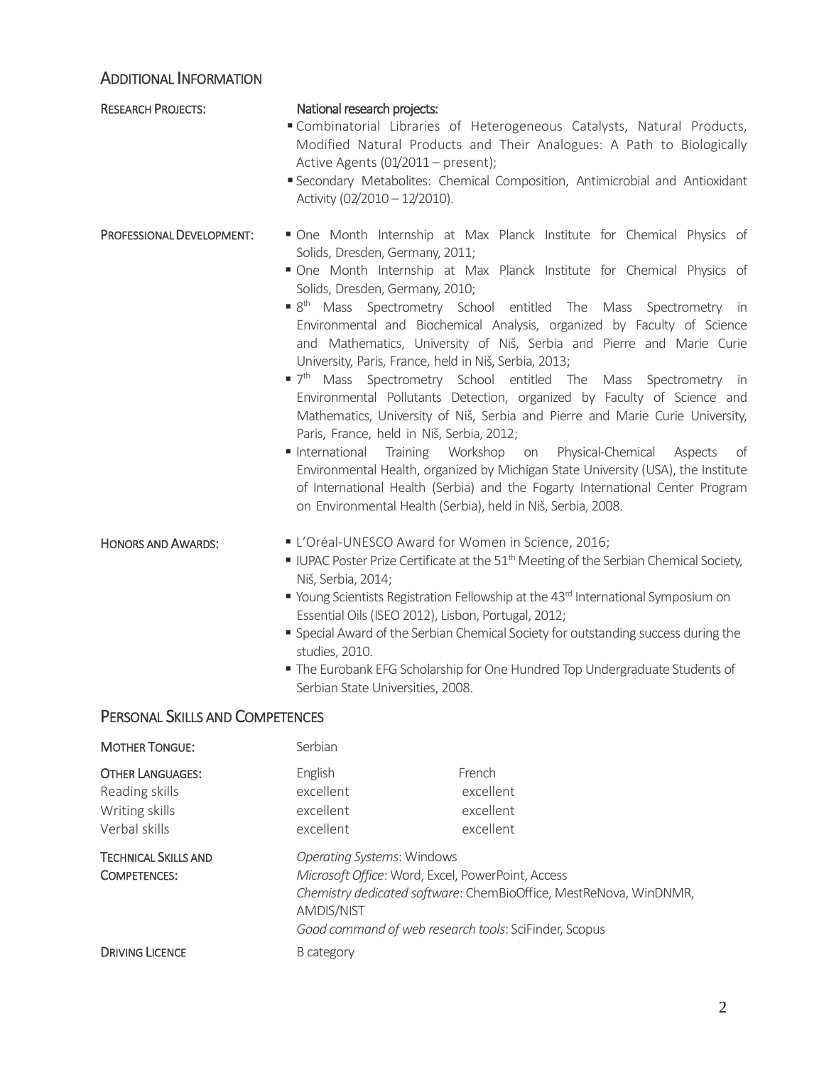## Additional Information

**Research Projects:**

**National research projects:**

- Combinatorial Libraries of Heterogeneous Catalysts, Natural Products, Modified Natural Products and Their Analogues: A Path to Biologically Active Agents (01/2011 – present);
- Secondary Metabolites: Chemical Composition, Antimicrobial and Antioxidant Activity (02/2010 – 12/2010).

**Professional Development:**

- One Month Internship at Max Planck Institute for Chemical Physics of Solids, Dresden, Germany, 2011;
- One Month Internship at Max Planck Institute for Chemical Physics of Solids, Dresden, Germany, 2010;
- 8th Mass Spectrometry School entitled The Mass Spectrometry in Environmental and Biochemical Analysis, organized by Faculty of Science and Mathematics, University of Niš, Serbia and Pierre and Marie Curie University, Paris, France, held in Niš, Serbia, 2013;
- 7th Mass Spectrometry School entitled The Mass Spectrometry in Environmental Pollutants Detection, organized by Faculty of Science and Mathematics, University of Niš, Serbia and Pierre and Marie Curie University, Paris, France, held in Niš, Serbia, 2012;
- International Training Workshop on Physical-Chemical Aspects of Environmental Health, organized by Michigan State University (USA), the Institute of International Health (Serbia) and the Fogarty International Center Program on Environmental Health (Serbia), held in Niš, Serbia, 2008.

**Honors and Awards:**

- L'Oréal-UNESCO Award for Women in Science, 2016;
- IUPAC Poster Prize Certificate at the 51st Meeting of the Serbian Chemical Society, Niš, Serbia, 2014;
- Young Scientists Registration Fellowship at the 43rd International Symposium on Essential Oils (ISEO 2012), Lisbon, Portugal, 2012;
- Special Award of the Serbian Chemical Society for outstanding success during the studies, 2010.
- The Eurobank EFG Scholarship for One Hundred Top Undergraduate Students of Serbian State Universities, 2008.

## Personal Skills and Competences

**Mother Tongue:** Serbian

| Other Languages: | English | French |
|---|---|---|
| Reading skills | excellent | excellent |
| Writing skills | excellent | excellent |
| Verbal skills | excellent | excellent |

**Technical Skills and Competences:**

*Operating Systems*: Windows
*Microsoft Office*: Word, Excel, PowerPoint, Access
*Chemistry dedicated software*: ChemBioOffice, MestReNova, WinDNMR, AMDIS/NIST
*Good command of web research tools*: SciFinder, Scopus

**Driving Licence** B category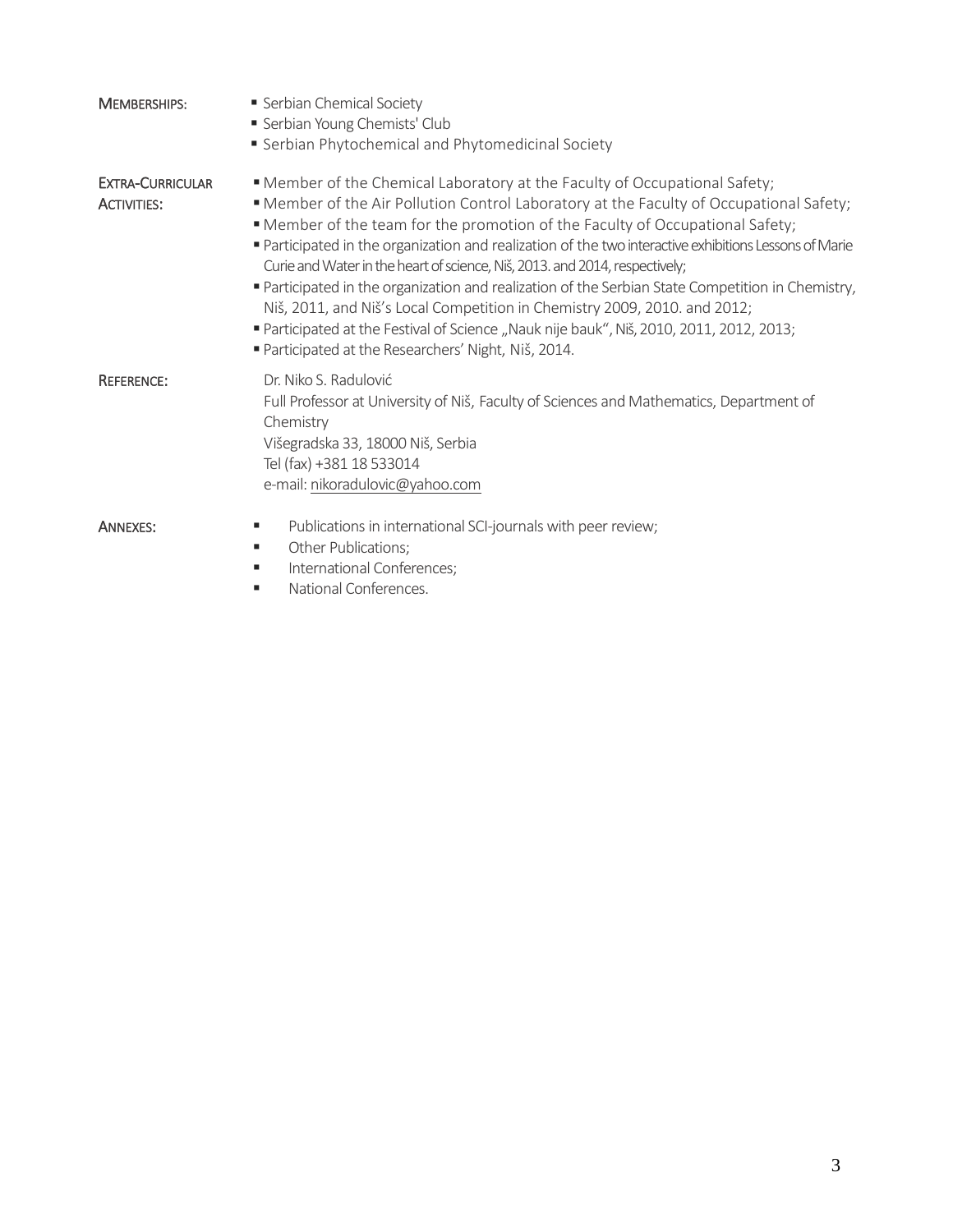**MEMBERSHIPS:**

- Serbian Chemical Society
- Serbian Young Chemists' Club
- Serbian Phytochemical and Phytomedicinal Society

**EXTRA-CURRICULAR ACTIVITIES:**

- Member of the Chemical Laboratory at the Faculty of Occupational Safety;
- Member of the Air Pollution Control Laboratory at the Faculty of Occupational Safety;
- Member of the team for the promotion of the Faculty of Occupational Safety;
- Participated in the organization and realization of the two interactive exhibitions Lessons of Marie Curie and Water in the heart of science, Niš, 2013. and 2014, respectively;
- Participated in the organization and realization of the Serbian State Competition in Chemistry, Niš, 2011, and Niš's Local Competition in Chemistry 2009, 2010. and 2012;
- Participated at the Festival of Science „Nauk nije bauk", Niš, 2010, 2011, 2012, 2013;
- Participated at the Researchers' Night, Niš, 2014.

**REFERENCE:**

Dr. Niko S. Radulović
Full Professor at University of Niš, Faculty of Sciences and Mathematics, Department of Chemistry
Višegradska 33, 18000 Niš, Serbia
Tel (fax) +381 18 533014
e-mail: nikoradulovic@yahoo.com

**ANNEXES:**

- Publications in international SCI-journals with peer review;
- Other Publications;
- International Conferences;
- National Conferences.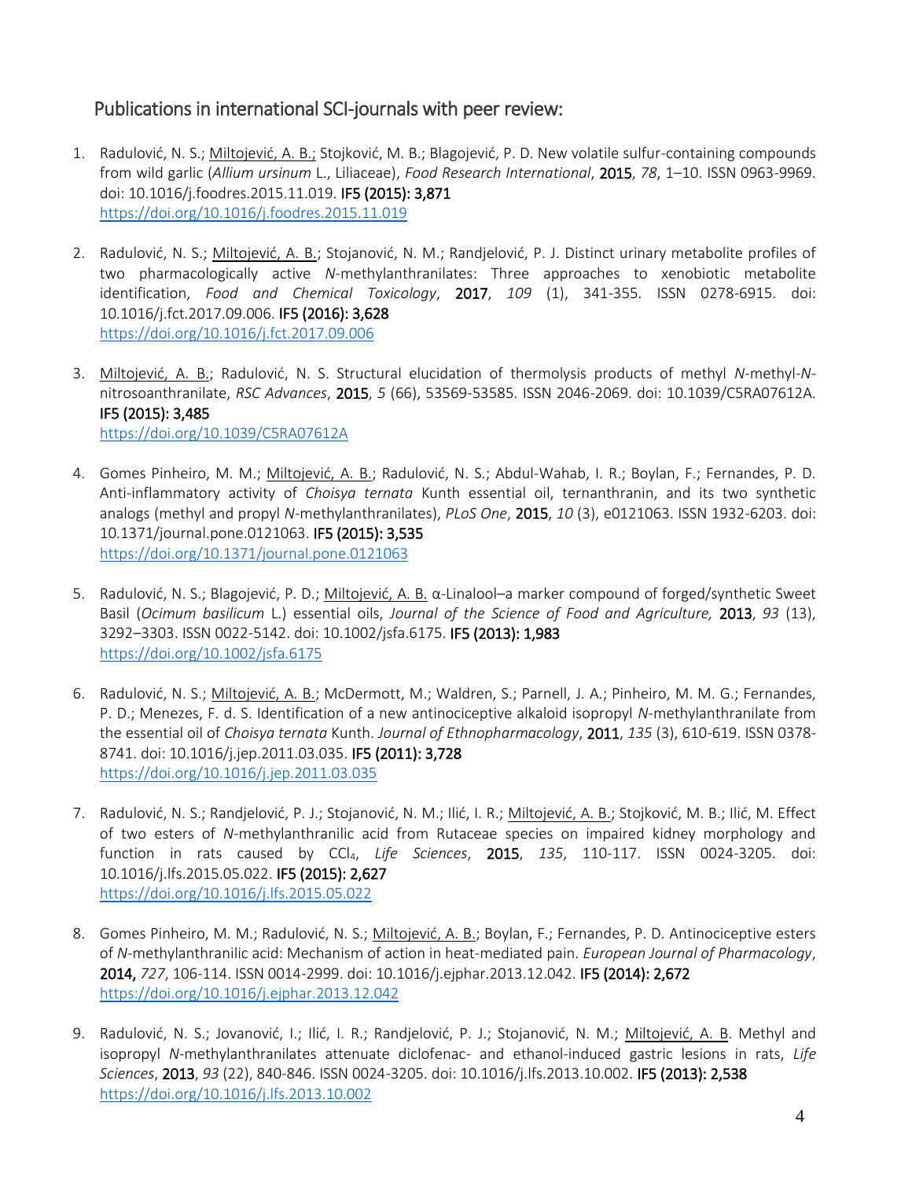## Publications in international SCI-journals with peer review:

1. Radulović, N. S.; Miltojević, A. B.; Stojković, M. B.; Blagojević, P. D. New volatile sulfur-containing compounds from wild garlic (*Allium ursinum* L., Liliaceae), *Food Research International*, **2015**, *78*, 1–10. ISSN 0963-9969. doi: 10.1016/j.foodres.2015.11.019. **IF5 (2015): 3,871**
   https://doi.org/10.1016/j.foodres.2015.11.019

2. Radulović, N. S.; Miltojević, A. B.; Stojanović, N. M.; Randjelović, P. J. Distinct urinary metabolite profiles of two pharmacologically active *N*-methylanthranilates: Three approaches to xenobiotic metabolite identification, *Food and Chemical Toxicology*, **2017**, *109* (1), 341-355. ISSN 0278-6915. doi: 10.1016/j.fct.2017.09.006. **IF5 (2016): 3,628**
   https://doi.org/10.1016/j.fct.2017.09.006

3. Miltojević, A. B.; Radulović, N. S. Structural elucidation of thermolysis products of methyl *N*-methyl-*N*-nitrosoanthranilate, *RSC Advances*, **2015**, *5* (66), 53569-53585. ISSN 2046-2069. doi: 10.1039/C5RA07612A. **IF5 (2015): 3,485**
   https://doi.org/10.1039/C5RA07612A

4. Gomes Pinheiro, M. M.; Miltojević, A. B.; Radulović, N. S.; Abdul-Wahab, I. R.; Boylan, F.; Fernandes, P. D. Anti-inflammatory activity of *Choisya ternata* Kunth essential oil, ternanthranin, and its two synthetic analogs (methyl and propyl *N*-methylanthranilates), *PLoS One*, **2015**, *10* (3), e0121063. ISSN 1932-6203. doi: 10.1371/journal.pone.0121063. **IF5 (2015): 3,535**
   https://doi.org/10.1371/journal.pone.0121063

5. Radulović, N. S.; Blagojević, P. D.; Miltojević, A. B. α-Linalool–a marker compound of forged/synthetic Sweet Basil (*Ocimum basilicum* L.) essential oils, *Journal of the Science of Food and Agriculture,* **2013**, *93* (13), 3292–3303. ISSN 0022-5142. doi: 10.1002/jsfa.6175. **IF5 (2013): 1,983**
   https://doi.org/10.1002/jsfa.6175

6. Radulović, N. S.; Miltojević, A. B.; McDermott, M.; Waldren, S.; Parnell, J. A.; Pinheiro, M. M. G.; Fernandes, P. D.; Menezes, F. d. S. Identification of a new antinociceptive alkaloid isopropyl *N*-methylanthranilate from the essential oil of *Choisya ternata* Kunth. *Journal of Ethnopharmacology*, **2011**, *135* (3), 610-619. ISSN 0378-8741. doi: 10.1016/j.jep.2011.03.035. **IF5 (2011): 3,728**
   https://doi.org/10.1016/j.jep.2011.03.035

7. Radulović, N. S.; Randjelović, P. J.; Stojanović, N. M.; Ilić, I. R.; Miltojević, A. B.; Stojković, M. B.; Ilić, M. Effect of two esters of *N*-methylanthranilic acid from Rutaceae species on impaired kidney morphology and function in rats caused by $CCl_4$, *Life Sciences*, **2015**, *135*, 110-117. ISSN 0024-3205. doi: 10.1016/j.lfs.2015.05.022. **IF5 (2015): 2,627**
   https://doi.org/10.1016/j.lfs.2015.05.022

8. Gomes Pinheiro, M. M.; Radulović, N. S.; Miltojević, A. B.; Boylan, F.; Fernandes, P. D. Antinociceptive esters of *N*-methylanthranilic acid: Mechanism of action in heat-mediated pain. *European Journal of Pharmacology*, **2014,** *727*, 106-114. ISSN 0014-2999. doi: 10.1016/j.ejphar.2013.12.042. **IF5 (2014): 2,672**
   https://doi.org/10.1016/j.ejphar.2013.12.042

9. Radulović, N. S.; Jovanović, I.; Ilić, I. R.; Randjelović, P. J.; Stojanović, N. M.; Miltojević, A. B. Methyl and isopropyl *N*-methylanthranilates attenuate diclofenac- and ethanol-induced gastric lesions in rats, *Life Sciences*, **2013**, *93* (22), 840-846. ISSN 0024-3205. doi: 10.1016/j.lfs.2013.10.002. **IF5 (2013): 2,538**
   https://doi.org/10.1016/j.lfs.2013.10.002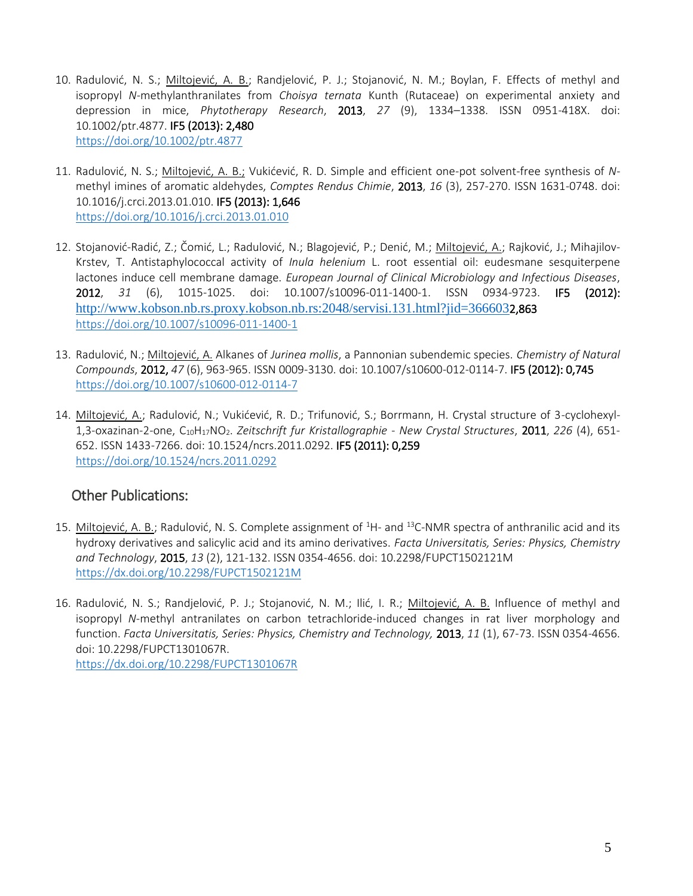10. Radulović, N. S.; Miltojević, A. B.; Randjelović, P. J.; Stojanović, N. M.; Boylan, F. Effects of methyl and isopropyl *N*-methylanthranilates from *Choisya ternata* Kunth (Rutaceae) on experimental anxiety and depression in mice, *Phytotherapy Research*, **2013**, *27* (9), 1334–1338. ISSN 0951-418X. doi: 10.1002/ptr.4877. **IF5 (2013): 2,480**
    https://doi.org/10.1002/ptr.4877

11. Radulović, N. S.; Miltojević, A. B.; Vukićević, R. D. Simple and efficient one-pot solvent-free synthesis of *N*-methyl imines of aromatic aldehydes, *Comptes Rendus Chimie*, **2013**, *16* (3), 257-270. ISSN 1631-0748. doi: 10.1016/j.crci.2013.01.010. **IF5 (2013): 1,646**
    https://doi.org/10.1016/j.crci.2013.01.010

12. Stojanović-Radić, Z.; Čomić, L.; Radulović, N.; Blagojević, P.; Denić, M.; Miltojević, A.; Rajković, J.; Mihajilov-Krstev, T. Antistaphylococcal activity of *Inula helenium* L. root essential oil: eudesmane sesquiterpene lactones induce cell membrane damage. *European Journal of Clinical Microbiology and Infectious Diseases*, **2012**, *31* (6), 1015-1025. doi: 10.1007/s10096-011-1400-1. ISSN 0934-9723. **IF5 (2012):** http://www.kobson.nb.rs.proxy.kobson.nb.rs:2048/servisi.131.html?jid=366603**2,863**
    https://doi.org/10.1007/s10096-011-1400-1

13. Radulović, N.; Miltojević, A. Alkanes of *Jurinea mollis*, a Pannonian subendemic species. *Chemistry of Natural Compounds*, **2012,** *47* (6), 963-965. ISSN 0009-3130. doi: 10.1007/s10600-012-0114-7. **IF5 (2012): 0,745**
    https://doi.org/10.1007/s10600-012-0114-7

14. Miltojević, A.; Radulović, N.; Vukićević, R. D.; Trifunović, S.; Borrmann, H. Crystal structure of 3-cyclohexyl-1,3-oxazinan-2-one, $C_{10}H_{17}NO_2$. *Zeitschrift fur Kristallographie - New Crystal Structures*, **2011**, *226* (4), 651-652. ISSN 1433-7266. doi: 10.1524/ncrs.2011.0292. **IF5 (2011): 0,259**
    https://doi.org/10.1524/ncrs.2011.0292

## Other Publications:

15. Miltojević, A. B.; Radulović, N. S. Complete assignment of $^{1}$H- and $^{13}$C-NMR spectra of anthranilic acid and its hydroxy derivatives and salicylic acid and its amino derivatives. *Facta Universitatis, Series: Physics, Chemistry and Technology*, **2015**, *13* (2), 121-132. ISSN 0354-4656. doi: 10.2298/FUPCT1502121M
    https://dx.doi.org/10.2298/FUPCT1502121M

16. Radulović, N. S.; Randjelović, P. J.; Stojanović, N. M.; Ilić, I. R.; Miltojević, A. B. Influence of methyl and isopropyl *N*-methyl antranilates on carbon tetrachloride-induced changes in rat liver morphology and function. *Facta Universitatis, Series: Physics, Chemistry and Technology,* **2013**, *11* (1), 67-73. ISSN 0354-4656. doi: 10.2298/FUPCT1301067R.
    https://dx.doi.org/10.2298/FUPCT1301067R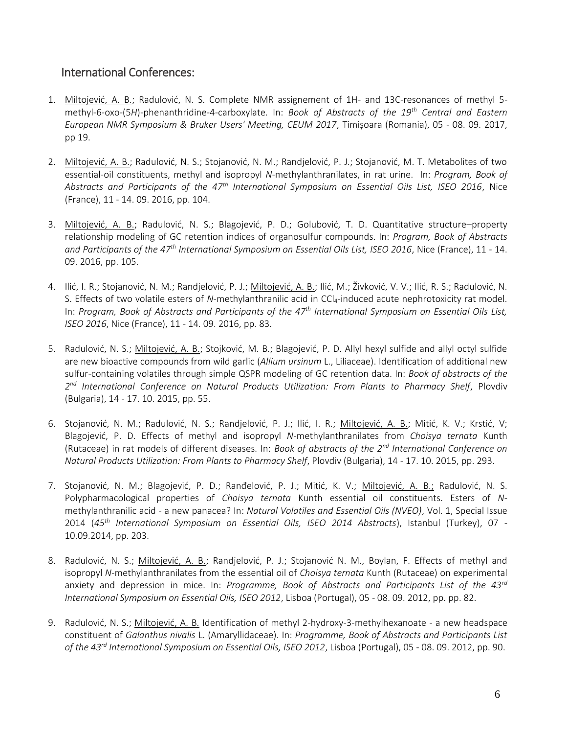## International Conferences:

1. Miltojević, A. B.; Radulović, N. S. Complete NMR assignement of 1H- and 13C-resonances of methyl 5-methyl-6-oxo-(5*H*)-phenanthridine-4-carboxylate. In: *Book of Abstracts of the 19th Central and Eastern European NMR Symposium & Bruker Users' Meeting, CEUM 2017*, Timișoara (Romania), 05 - 08. 09. 2017, pp 19.

2. Miltojević, A. B.; Radulović, N. S.; Stojanović, N. M.; Randjelović, P. J.; Stojanović, M. T. Metabolites of two essential-oil constituents, methyl and isopropyl *N*-methylanthranilates, in rat urine. In: *Program, Book of Abstracts and Participants of the 47th International Symposium on Essential Oils List, ISEO 2016*, Nice (France), 11 - 14. 09. 2016, pp. 104.

3. Miltojević, A. B.; Radulović, N. S.; Blagojević, P. D.; Golubović, T. D. Quantitative structure–property relationship modeling of GC retention indices of organosulfur compounds. In: *Program, Book of Abstracts and Participants of the 47th International Symposium on Essential Oils List, ISEO 2016*, Nice (France), 11 - 14. 09. 2016, pp. 105.

4. Ilić, I. R.; Stojanović, N. M.; Randjelović, P. J.; Miltojević, A. B.; Ilić, M.; Živković, V. V.; Ilić, R. S.; Radulović, N. S. Effects of two volatile esters of *N*-methylanthranilic acid in $CCl_4$-induced acute nephrotoxicity rat model. In: *Program, Book of Abstracts and Participants of the 47th International Symposium on Essential Oils List, ISEO 2016*, Nice (France), 11 - 14. 09. 2016, pp. 83.

5. Radulović, N. S.; Miltojević, A. B.; Stojković, M. B.; Blagojević, P. D. Allyl hexyl sulfide and allyl octyl sulfide are new bioactive compounds from wild garlic (*Allium ursinum* L., Liliaceae). Identification of additional new sulfur-containing volatiles through simple QSPR modeling of GC retention data. In: *Book of abstracts of the 2nd International Conference on Natural Products Utilization: From Plants to Pharmacy Shelf*, Plovdiv (Bulgaria), 14 - 17. 10. 2015, pp. 55.

6. Stojanović, N. M.; Radulović, N. S.; Randjelović, P. J.; Ilić, I. R.; Miltojević, A. B.; Mitić, K. V.; Krstić, V; Blagojević, P. D. Effects of methyl and isopropyl *N*-methylanthranilates from *Choisya ternata* Kunth (Rutaceae) in rat models of different diseases. In: *Book of abstracts of the 2nd International Conference on Natural Products Utilization: From Plants to Pharmacy Shelf*, Plovdiv (Bulgaria), 14 - 17. 10. 2015, pp. 293.

7. Stojanović, N. M.; Blagojević, P. D.; Ranđelović, P. J.; Mitić, K. V.; Miltojević, A. B.; Radulović, N. S. Polypharmacological properties of *Choisya ternata* Kunth essential oil constituents. Esters of *N*-methylanthranilic acid - a new panacea? In: *Natural Volatiles and Essential Oils (NVEO)*, Vol. 1, Special Issue 2014 (*45th International Symposium on Essential Oils, ISEO 2014 Abstracts*), Istanbul (Turkey), 07 - 10.09.2014, pp. 203.

8. Radulović, N. S.; Miltojević, A. B.; Randjelović, P. J.; Stojanović N. M., Boylan, F. Effects of methyl and isopropyl *N*-methylanthranilates from the essential oil of *Choisya ternata* Kunth (Rutaceae) on experimental anxiety and depression in mice. In: *Programme, Book of Abstracts and Participants List of the 43rd International Symposium on Essential Oils, ISEO 2012*, Lisboa (Portugal), 05 - 08. 09. 2012, pp. pp. 82.

9. Radulović, N. S.; Miltojević, A. B. Identification of methyl 2-hydroxy-3-methylhexanoate - a new headspace constituent of *Galanthus nivalis* L. (Amaryllidaceae). In: *Programme, Book of Abstracts and Participants List of the 43rd International Symposium on Essential Oils, ISEO 2012*, Lisboa (Portugal), 05 - 08. 09. 2012, pp. 90.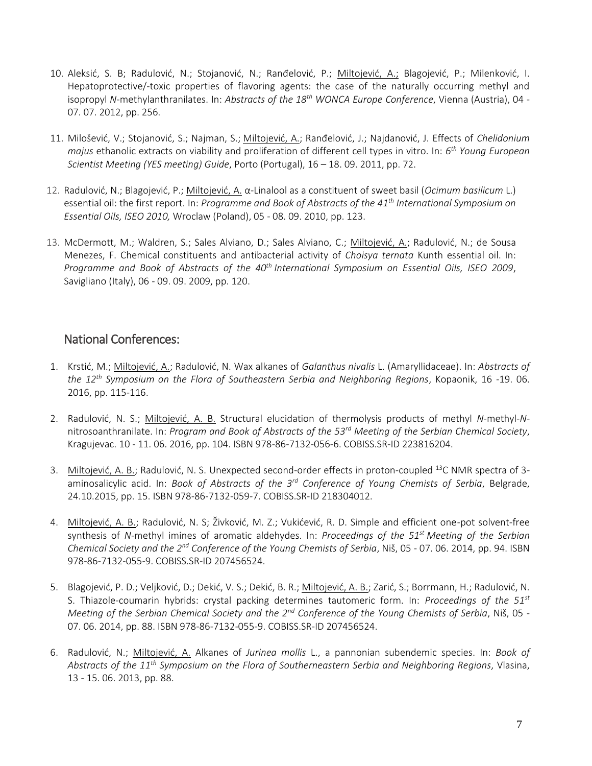10. Aleksić, S. B; Radulović, N.; Stojanović, N.; Ranđelović, P.; Miltojević, A.; Blagojević, P.; Milenković, I. Hepatoprotective/-toxic properties of flavoring agents: the case of the naturally occurring methyl and isopropyl *N*-methylanthranilates. In: *Abstracts of the 18th WONCA Europe Conference*, Vienna (Austria), 04 - 07. 07. 2012, pp. 256.

11. Milošević, V.; Stojanović, S.; Najman, S.; Miltojević, A.; Ranđelović, J.; Najdanović, J. Effects of *Chelidonium majus* ethanolic extracts on viability and proliferation of different cell types in vitro. In: *6th Young European Scientist Meeting (YES meeting) Guide*, Porto (Portugal), 16 – 18. 09. 2011, pp. 72.

12. Radulović, N.; Blagojević, P.; Miltojević, A. α-Linalool as a constituent of sweet basil (*Ocimum basilicum* L.) essential oil: the first report. In: *Programme and Book of Abstracts of the 41th International Symposium on Essential Oils, ISEO 2010,* Wroclaw (Poland), 05 - 08. 09. 2010, pp. 123.

13. McDermott, M.; Waldren, S.; Sales Alviano, D.; Sales Alviano, C.; Miltojević, A.; Radulović, N.; de Sousa Menezes, F. Chemical constituents and antibacterial activity of *Choisya ternata* Kunth essential oil. In: *Programme and Book of Abstracts of the 40th International Symposium on Essential Oils, ISEO 2009*, Savigliano (Italy), 06 - 09. 09. 2009, pp. 120.

## National Conferences:

1. Krstić, M.; Miltojević, A.; Radulović, N. Wax alkanes of *Galanthus nivalis* L. (Amaryllidaceae). In: *Abstracts of the 12th Symposium on the Flora of Southeastern Serbia and Neighboring Regions*, Kopaonik, 16 -19. 06. 2016, pp. 115-116.

2. Radulović, N. S.; Miltojević, A. B. Structural elucidation of thermolysis products of methyl *N*-methyl-*N*-nitrosoanthranilate. In: *Program and Book of Abstracts of the 53rd Meeting of the Serbian Chemical Society*, Kragujevac. 10 - 11. 06. 2016, pp. 104. ISBN 978-86-7132-056-6. COBISS.SR-ID 223816204.

3. Miltojević, A. B.; Radulović, N. S. Unexpected second-order effects in proton-coupled $^{13}$C NMR spectra of 3-aminosalicylic acid. In: *Book of Abstracts of the 3rd Conference of Young Chemists of Serbia*, Belgrade, 24.10.2015, pp. 15. ISBN 978-86-7132-059-7. COBISS.SR-ID 218304012.

4. Miltojević, A. B.; Radulović, N. S; Živković, M. Z.; Vukićević, R. D. Simple and efficient one-pot solvent-free synthesis of *N*-methyl imines of aromatic aldehydes. In: *Proceedings of the 51st Meeting of the Serbian Chemical Society and the 2nd Conference of the Young Chemists of Serbia*, Niš, 05 - 07. 06. 2014, pp. 94. ISBN 978-86-7132-055-9. COBISS.SR-ID 207456524.

5. Blagojević, P. D.; Veljković, D.; Dekić, V. S.; Dekić, B. R.; Miltojević, A. B.; Zarić, S.; Borrmann, H.; Radulović, N. S. Thiazole-coumarin hybrids: crystal packing determines tautomeric form. In: *Proceedings of the 51st Meeting of the Serbian Chemical Society and the 2nd Conference of the Young Chemists of Serbia*, Niš, 05 - 07. 06. 2014, pp. 88. ISBN 978-86-7132-055-9. COBISS.SR-ID 207456524.

6. Radulović, N.; Miltojević, A. Alkanes of *Jurinea mollis* L., a pannonian subendemic species. In: *Book of Abstracts of the 11th Symposium on the Flora of Southerneastern Serbia and Neighboring Regions*, Vlasina, 13 - 15. 06. 2013, pp. 88.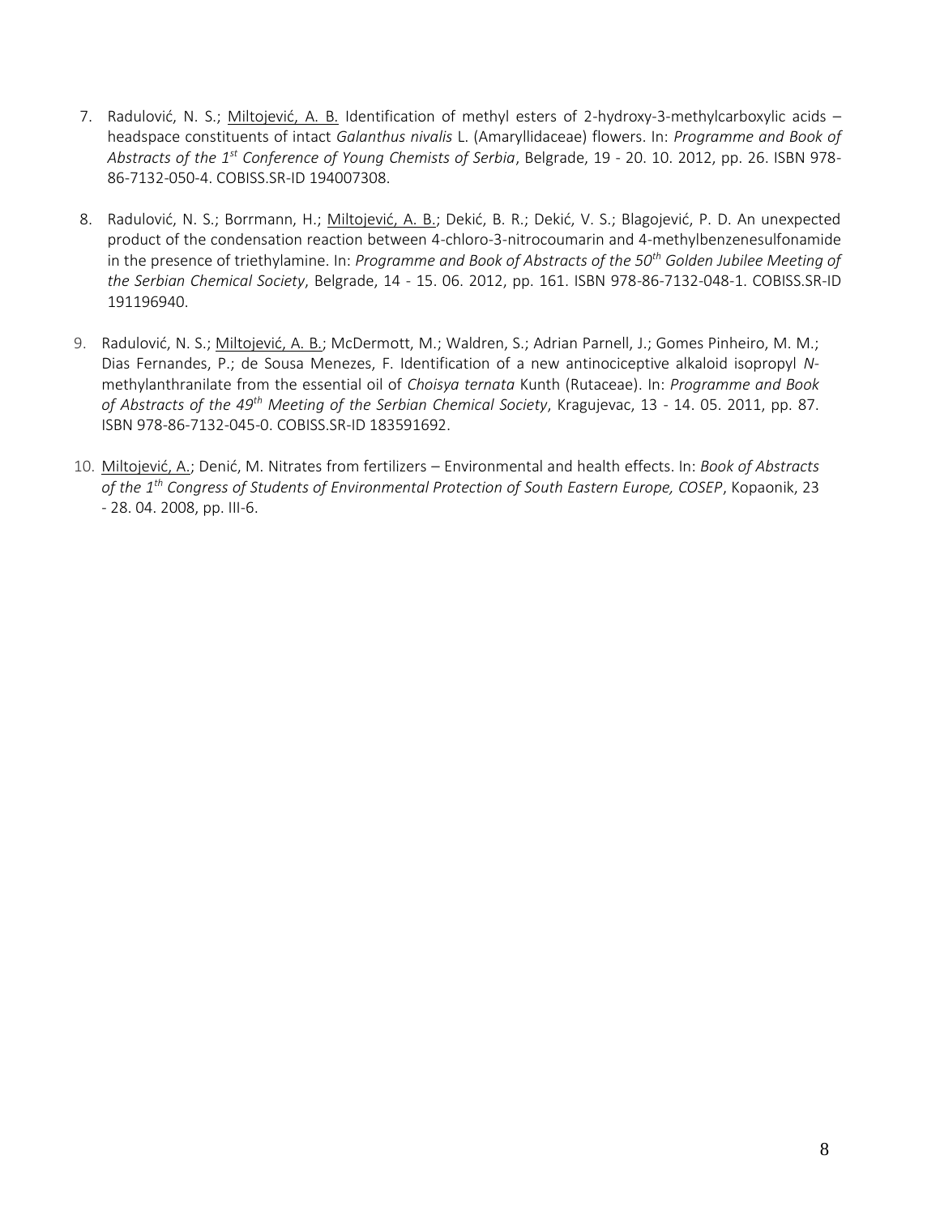7. Radulović, N. S.; <u>Miltojević, A. B.</u> Identification of methyl esters of 2-hydroxy-3-methylcarboxylic acids – headspace constituents of intact *Galanthus nivalis* L. (Amaryllidaceae) flowers. In: *Programme and Book of Abstracts of the 1st Conference of Young Chemists of Serbia*, Belgrade, 19 - 20. 10. 2012, pp. 26. ISBN 978-86-7132-050-4. COBISS.SR-ID 194007308.

8. Radulović, N. S.; Borrmann, H.; <u>Miltojević, A. B.</u>; Dekić, B. R.; Dekić, V. S.; Blagojević, P. D. An unexpected product of the condensation reaction between 4-chloro-3-nitrocoumarin and 4-methylbenzenesulfonamide in the presence of triethylamine. In: *Programme and Book of Abstracts of the 50th Golden Jubilee Meeting of the Serbian Chemical Society*, Belgrade, 14 - 15. 06. 2012, pp. 161. ISBN 978-86-7132-048-1. COBISS.SR-ID 191196940.

9. Radulović, N. S.; <u>Miltojević, A. B.</u>; McDermott, M.; Waldren, S.; Adrian Parnell, J.; Gomes Pinheiro, M. M.; Dias Fernandes, P.; de Sousa Menezes, F. Identification of a new antinociceptive alkaloid isopropyl *N*-methylanthranilate from the essential oil of *Choisya ternata* Kunth (Rutaceae). In: *Programme and Book of Abstracts of the 49th Meeting of the Serbian Chemical Society*, Kragujevac, 13 - 14. 05. 2011, pp. 87. ISBN 978-86-7132-045-0. COBISS.SR-ID 183591692.

10. <u>Miltojević, A.</u>; Denić, M. Nitrates from fertilizers – Environmental and health effects. In: *Book of Abstracts of the 1th Congress of Students of Environmental Protection of South Eastern Europe, COSEP*, Kopaonik, 23 - 28. 04. 2008, pp. III-6.